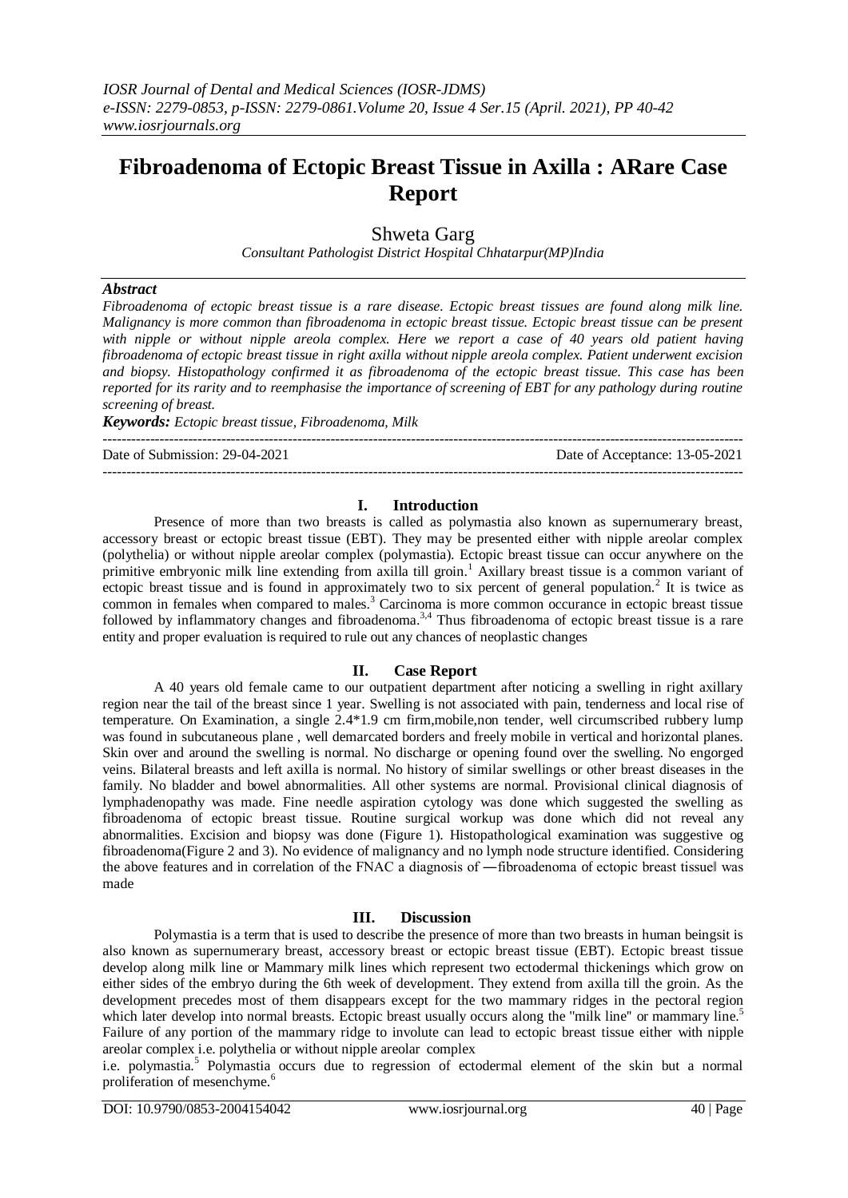# Fibroadenoma of Ectopic Breast Tissue in Axilla : ARare Case Report

Shweta Garg

*Consultant Pathologist District Hospital Chhatarpur(MP)India*

## *Abstract*

*Fibroadenoma of ectopic breast tissue is a rare disease. Ectopic breast tissues are found along milk line. Malignancy is more common than fibroadenoma in ectopic breast tissue. Ectopic breast tissue can be present with nipple or without nipple areola complex. Here we report a case of 40 years old patient having fibroadenoma of ectopic breast tissue in right axilla without nipple areola complex. Patient underwent excision and biopsy. Histopathology confirmed it as fibroadenoma of the ectopic breast tissue. This case has been reported for its rarity and to reemphasise the importance of screening of EBT for any pathology during routine screening of breast.*

***Keywords:*** *Ectopic breast tissue, Fibroadenoma, Milk*

---

Date of Submission: 29-04-2021 | Date of Acceptance: 13-05-2021

---

## I. Introduction

Presence of more than two breasts is called as polymastia also known as supernumerary breast, accessory breast or ectopic breast tissue (EBT). They may be presented either with nipple areolar complex (polythelia) or without nipple areolar complex (polymastia). Ectopic breast tissue can occur anywhere on the primitive embryonic milk line extending from axilla till groin.[1] Axillary breast tissue is a common variant of ectopic breast tissue and is found in approximately two to six percent of general population.[2] It is twice as common in females when compared to males.[3] Carcinoma is more common occurance in ectopic breast tissue followed by inflammatory changes and fibroadenoma.[3,4] Thus fibroadenoma of ectopic breast tissue is a rare entity and proper evaluation is required to rule out any chances of neoplastic changes

## II. Case Report

A 40 years old female came to our outpatient department after noticing a swelling in right axillary region near the tail of the breast since 1 year. Swelling is not associated with pain, tenderness and local rise of temperature. On Examination, a single 2.4*1.9 cm firm,mobile,non tender, well circumscribed rubbery lump was found in subcutaneous plane , well demarcated borders and freely mobile in vertical and horizontal planes. Skin over and around the swelling is normal. No discharge or opening found over the swelling. No engorged veins. Bilateral breasts and left axilla is normal. No history of similar swellings or other breast diseases in the family. No bladder and bowel abnormalities. All other systems are normal. Provisional clinical diagnosis of lymphadenopathy was made. Fine needle aspiration cytology was done which suggested the swelling as fibroadenoma of ectopic breast tissue. Routine surgical workup was done which did not reveal any abnormalities. Excision and biopsy was done (Figure 1). Histopathological examination was suggestive og fibroadenoma(Figure 2 and 3). No evidence of malignancy and no lymph node structure identified. Considering the above features and in correlation of the FNAC a diagnosis of ―fibroadenoma of ectopic breast tissue‖ was made

## III. Discussion

Polymastia is a term that is used to describe the presence of more than two breasts in human beingsit is also known as supernumerary breast, accessory breast or ectopic breast tissue (EBT). Ectopic breast tissue develop along milk line or Mammary milk lines which represent two ectodermal thickenings which grow on either sides of the embryo during the 6th week of development. They extend from axilla till the groin. As the development precedes most of them disappears except for the two mammary ridges in the pectoral region which later develop into normal breasts. Ectopic breast usually occurs along the "milk line" or mammary line.[5] Failure of any portion of the mammary ridge to involute can lead to ectopic breast tissue either with nipple areolar complex i.e. polythelia or without nipple areolar complex

i.e. polymastia.[5] Polymastia occurs due to regression of ectodermal element of the skin but a normal proliferation of mesenchyme.[6]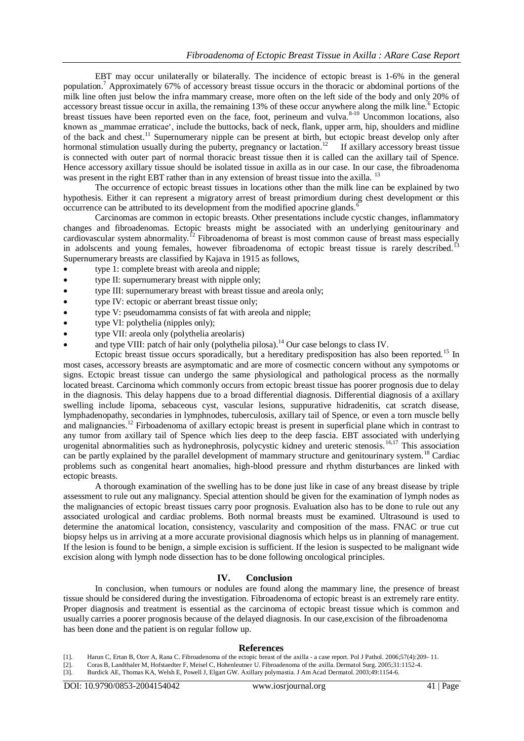EBT may occur unilaterally or bilaterally. The incidence of ectopic breast is 1-6% in the general population.[7] Approximately 67% of accessory breast tissue occurs in the thoracic or abdominal portions of the milk line often just below the infra mammary crease, more often on the left side of the body and only 20% of accessory breast tissue occur in axilla, the remaining 13% of these occur anywhere along the milk line.[6] Ectopic breast tissues have been reported even on the face, foot, perineum and vulva.[8-10] Uncommon locations, also known as _mammae erraticae', include the buttocks, back of neck, flank, upper arm, hip, shoulders and midline of the back and chest.[11] Supernumerary nipple can be present at birth, but ectopic breast develop only after hormonal stimulation usually during the puberty, pregnancy or lactation.[12] If axillary accessory breast tissue is connected with outer part of normal thoracic breast tissue then it is called can the axillary tail of Spence. Hence accessory axillary tissue should be isolated tissue in axilla as in our case. In our case, the fibroadenoma was present in the right EBT rather than in any extension of breast tissue into the axilla. [13]

The occurrence of ectopic breast tissues in locations other than the milk line can be explained by two hypothesis. Either it can represent a migratory arrest of breast primordium during chest development or this occurrence can be attributed to its development from the modified apocrine glands.[6]

Carcinomas are common in ectopic breasts. Other presentations include cycstic changes, inflammatory changes and fibroadenomas. Ectopic breasts might be associated with an underlying genitourinary and cardiovascular system abnormality.[12] Fibroadenoma of breast is most common cause of breast mass especially in adolscents and young females, however fibroadenoma of ectopic breast tissue is rarely described.[13] Supernumerary breasts are classified by Kajava in 1915 as follows,

- type 1: complete breast with areola and nipple;
- type II: supernumerary breast with nipple only;
- type III: supernumerary breast with breast tissue and areola only;
- type IV: ectopic or aberrant breast tissue only;
- type V: pseudomamma consists of fat with areola and nipple;
- type VI: polythelia (nipples only);
- type VII: areola only (polythelia areolaris)
- and type VIII: patch of hair only (polythelia pilosa).[14] Our case belongs to class IV.

Ectopic breast tissue occurs sporadically, but a hereditary predisposition has also been reported.[15] In most cases, accessory breasts are asymptomatic and are more of cosmectic concern without any sympotoms or signs. Ectopic breast tissue can undergo the same physiological and pathological process as the normally located breast. Carcinoma which commonly occurs from ectopic breast tissue has poorer prognosis due to delay in the diagnosis. This delay happens due to a broad differential diagnosis. Differential diagnosis of a axillary swelling include lipoma, sebaceous cyst, vascular lesions, suppurative hidradenitis, cat scratch disease, lymphadenopathy, secondaries in lymphnodes, tuberculosis, axillary tail of Spence, or even a torn muscle belly and malignancies.[12] Firboadenoma of axillary ectopic breast is present in superficial plane which in contrast to any tumor from axillary tail of Spence which lies deep to the deep fascia. EBT associated with underlying urogenital abnormalities such as hydronephrosis, polycystic kidney and ureteric stenosis.[16,17] This association can be partly explained by the parallel development of mammary structure and genitourinary system.[18] Cardiac problems such as congenital heart anomalies, high-blood pressure and rhythm disturbances are linked with ectopic breasts.

A thorough examination of the swelling has to be done just like in case of any breast disease by triple assessment to rule out any malignancy. Special attention should be given for the examination of lymph nodes as the malignancies of ectopic breast tissues carry poor prognosis. Evaluation also has to be done to rule out any associated urological and cardiac problems. Both normal breasts must be examined. Ultrasound is used to determine the anatomical location, consistency, vascularity and composition of the mass. FNAC or true cut biopsy helps us in arriving at a more accurate provisional diagnosis which helps us in planning of management. If the lesion is found to be benign, a simple excision is sufficient. If the lesion is suspected to be malignant wide excision along with lymph node dissection has to be done following oncological principles.

## IV. Conclusion

In conclusion, when tumours or nodules are found along the mammary line, the presence of breast tissue should be considered during the investigation. Fibroadenoma of ectopic breast is an extremely rare entity. Proper diagnosis and treatment is essential as the carcinoma of ectopic breast tissue which is common and usually carries a poorer prognosis because of the delayed diagnosis. In our case,excision of the fibroadenoma has been done and the patient is on regular follow up.

## References

[1]. Harun C, Ertan B, Ozer A, Rana C. Fibroadenoma of the ectopic breast of the axilla - a case report. Pol J Pathol. 2006;57(4):209- 11.

[2]. Coras B, Landthaler M, Hofstaedter F, Meisel C, Hohenleutner U. Fibroadenoma of the axilla. Dermatol Surg. 2005;31:1152-4.

[3]. Burdick AE, Thomas KA, Welsh E, Powell J, Elgart GW. Axillary polymastia. J Am Acad Dermatol. 2003;49:1154-6.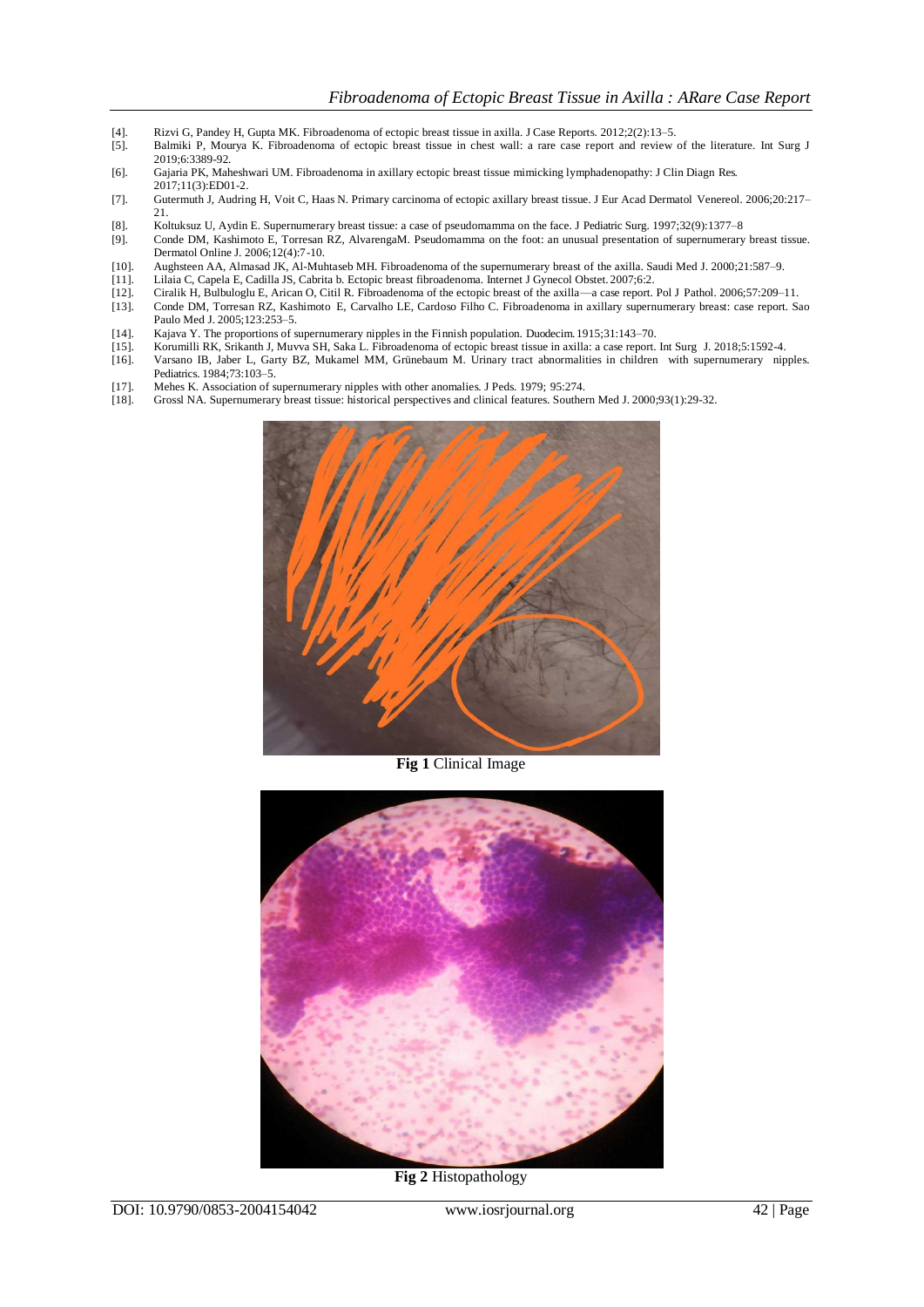- [4]. Rizvi G, Pandey H, Gupta MK. Fibroadenoma of ectopic breast tissue in axilla. J Case Reports. 2012;2(2):13–5.
- [5]. Balmiki P, Mourya K. Fibroadenoma of ectopic breast tissue in chest wall: a rare case report and review of the literature. Int Surg J 2019;6:3389-92.
- [6]. Gajaria PK, Maheshwari UM. Fibroadenoma in axillary ectopic breast tissue mimicking lymphadenopathy: J Clin Diagn Res. 2017;11(3):ED01-2.
- [7]. Gutermuth J, Audring H, Voit C, Haas N. Primary carcinoma of ectopic axillary breast tissue. J Eur Acad Dermatol Venereol. 2006;20:217–21.
- [8]. Koltuksuz U, Aydin E. Supernumerary breast tissue: a case of pseudomamma on the face. J Pediatric Surg. 1997;32(9):1377–8
- [9]. Conde DM, Kashimoto E, Torresan RZ, AlvarengaM. Pseudomamma on the foot: an unusual presentation of supernumerary breast tissue. Dermatol Online J. 2006;12(4):7-10.
- [10]. Aughsteen AA, Almasad JK, Al-Muhtaseb MH. Fibroadenoma of the supernumerary breast of the axilla. Saudi Med J. 2000;21:587–9.
- [11]. Lilaia C, Capela E, Cadilla JS, Cabrita b. Ectopic breast fibroadenoma. Internet J Gynecol Obstet. 2007;6:2.
- [12]. Ciralik H, Bulbuloglu E, Arican O, Citil R. Fibroadenoma of the ectopic breast of the axilla—a case report. Pol J Pathol. 2006;57:209–11.
- [13]. Conde DM, Torresan RZ, Kashimoto E, Carvalho LE, Cardoso Filho C. Fibroadenoma in axillary supernumerary breast: case report. Sao Paulo Med J. 2005;123:253–5.
- [14]. Kajava Y. The proportions of supernumerary nipples in the Finnish population. Duodecim. 1915;31:143–70.
- [15]. Korumilli RK, Srikanth J, Muvva SH, Saka L. Fibroadenoma of ectopic breast tissue in axilla: a case report. Int Surg J. 2018;5:1592-4.
- [16]. Varsano IB, Jaber L, Garty BZ, Mukamel MM, Grünebaum M. Urinary tract abnormalities in children with supernumerary nipples. Pediatrics. 1984;73:103–5.
- [17]. Mehes K. Association of supernumerary nipples with other anomalies. J Peds. 1979; 95:274.
- [18]. Grossl NA. Supernumerary breast tissue: historical perspectives and clinical features. Southern Med J. 2000;93(1):29-32.

**Fig 1** Clinical Image

**Fig 2** Histopathology